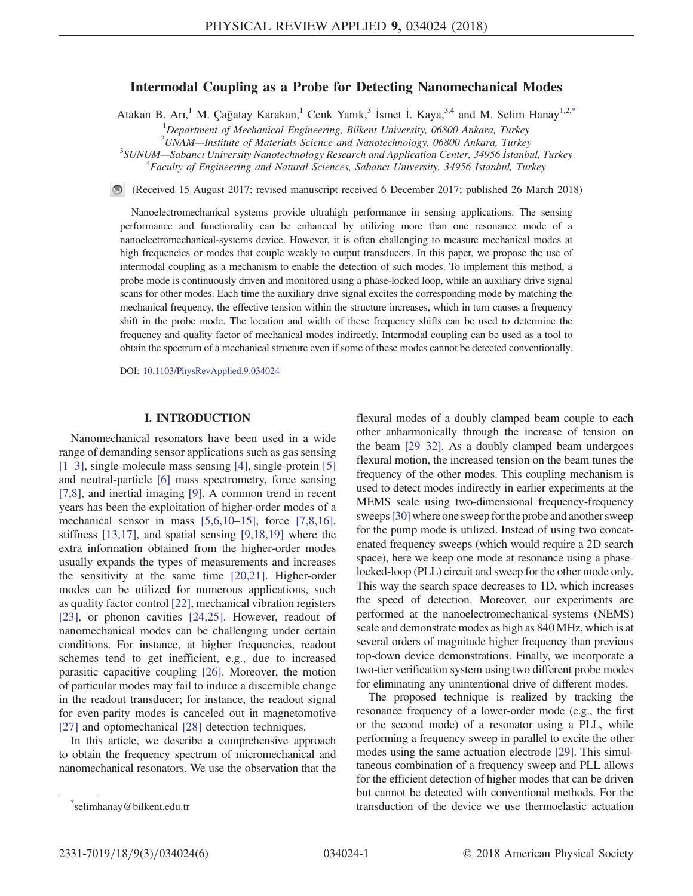# Intermodal Coupling as a Probe for Detecting Nanomechanical Modes

Atakan B. Arı,[1] M. Çağatay Karakan,[1] Cenk Yanık,[3] İsmet İ. Kaya,[3,4] and M. Selim Hanay[1,2,*]

[1]Department of Mechanical Engineering, Bilkent University, 06800 Ankara, Turkey
[2]UNAM—Institute of Materials Science and Nanotechnology, 06800 Ankara, Turkey
[3]SUNUM—Sabancı University Nanotechnology Research and Application Center, 34956 İstanbul, Turkey
[4]Faculty of Engineering and Natural Sciences, Sabancı University, 34956 İstanbul, Turkey

(Received 15 August 2017; revised manuscript received 6 December 2017; published 26 March 2018)

Nanoelectromechanical systems provide ultrahigh performance in sensing applications. The sensing performance and functionality can be enhanced by utilizing more than one resonance mode of a nanoelectromechanical-systems device. However, it is often challenging to measure mechanical modes at high frequencies or modes that couple weakly to output transducers. In this paper, we propose the use of intermodal coupling as a mechanism to enable the detection of such modes. To implement this method, a probe mode is continuously driven and monitored using a phase-locked loop, while an auxiliary drive signal scans for other modes. Each time the auxiliary drive signal excites the corresponding mode by matching the mechanical frequency, the effective tension within the structure increases, which in turn causes a frequency shift in the probe mode. The location and width of these frequency shifts can be used to determine the frequency and quality factor of mechanical modes indirectly. Intermodal coupling can be used as a tool to obtain the spectrum of a mechanical structure even if some of these modes cannot be detected conventionally.

DOI: 10.1103/PhysRevApplied.9.034024

## I. INTRODUCTION

Nanomechanical resonators have been used in a wide range of demanding sensor applications such as gas sensing [1–3], single-molecule mass sensing [4], single-protein [5] and neutral-particle [6] mass spectrometry, force sensing [7,8], and inertial imaging [9]. A common trend in recent years has been the exploitation of higher-order modes of a mechanical sensor in mass [5,6,10–15], force [7,8,16], stiffness [13,17], and spatial sensing [9,18,19] where the extra information obtained from the higher-order modes usually expands the types of measurements and increases the sensitivity at the same time [20,21]. Higher-order modes can be utilized for numerous applications, such as quality factor control [22], mechanical vibration registers [23], or phonon cavities [24,25]. However, readout of nanomechanical modes can be challenging under certain conditions. For instance, at higher frequencies, readout schemes tend to get inefficient, e.g., due to increased parasitic capacitive coupling [26]. Moreover, the motion of particular modes may fail to induce a discernible change in the readout transducer; for instance, the readout signal for even-parity modes is canceled out in magnetomotive [27] and optomechanical [28] detection techniques.

In this article, we describe a comprehensive approach to obtain the frequency spectrum of micromechanical and nanomechanical resonators. We use the observation that the flexural modes of a doubly clamped beam couple to each other anharmonically through the increase of tension on the beam [29–32]. As a doubly clamped beam undergoes flexural motion, the increased tension on the beam tunes the frequency of the other modes. This coupling mechanism is used to detect modes indirectly in earlier experiments at the MEMS scale using two-dimensional frequency-frequency sweeps [30] where one sweep for the probe and another sweep for the pump mode is utilized. Instead of using two concatenated frequency sweeps (which would require a 2D search space), here we keep one mode at resonance using a phase-locked-loop (PLL) circuit and sweep for the other mode only. This way the search space decreases to 1D, which increases the speed of detection. Moreover, our experiments are performed at the nanoelectromechanical-systems (NEMS) scale and demonstrate modes as high as 840 MHz, which is at several orders of magnitude higher frequency than previous top-down device demonstrations. Finally, we incorporate a two-tier verification system using two different probe modes for eliminating any unintentional drive of different modes.

The proposed technique is realized by tracking the resonance frequency of a lower-order mode (e.g., the first or the second mode) of a resonator using a PLL, while performing a frequency sweep in parallel to excite the other modes using the same actuation electrode [29]. This simultaneous combination of a frequency sweep and PLL allows for the efficient detection of higher modes that can be driven but cannot be detected with conventional methods. For the transduction of the device we use thermoelastic actuation

[*]selimhanay@bilkent.edu.tr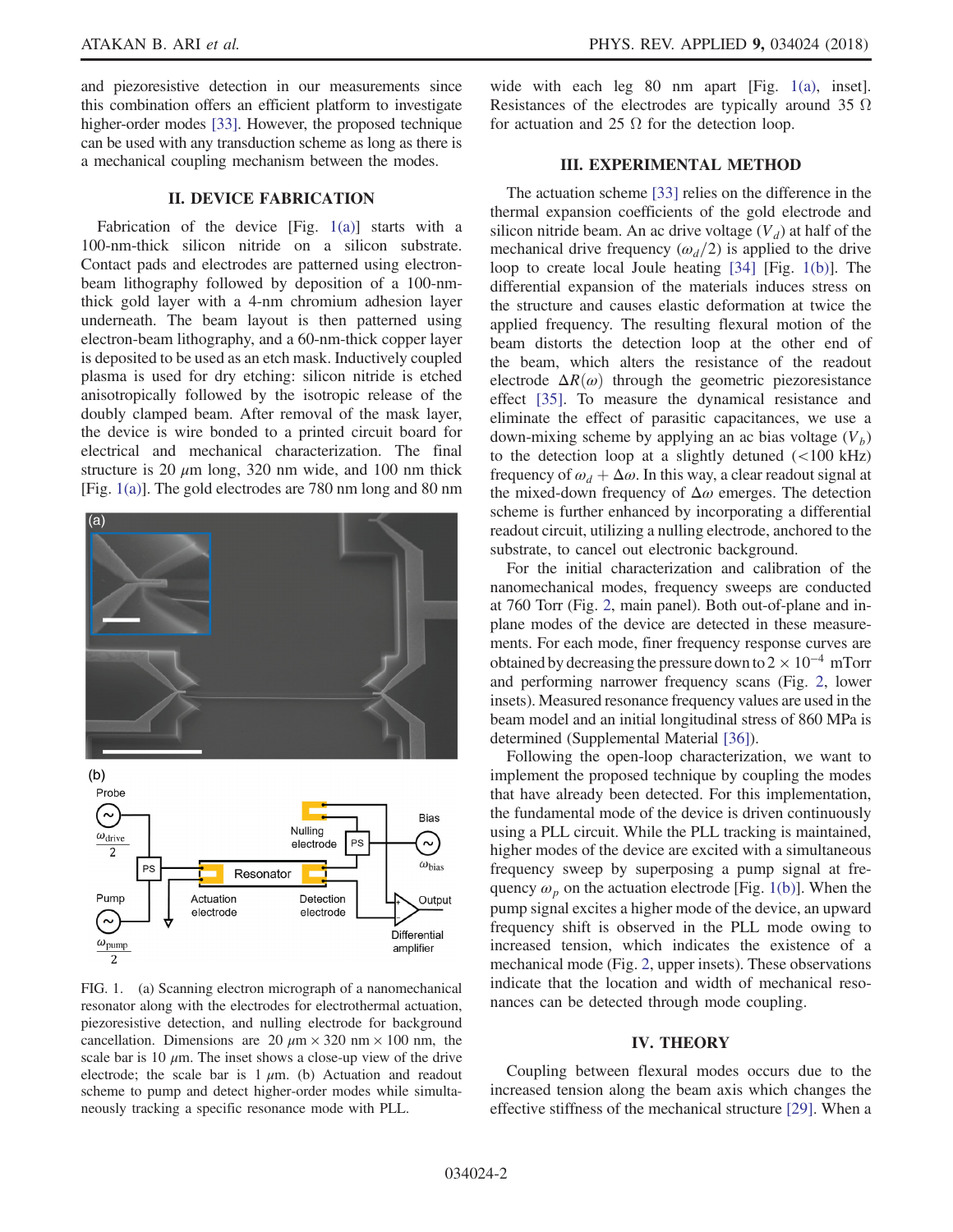and piezoresistive detection in our measurements since this combination offers an efficient platform to investigate higher-order modes [33]. However, the proposed technique can be used with any transduction scheme as long as there is a mechanical coupling mechanism between the modes.

## II. DEVICE FABRICATION

Fabrication of the device [Fig. 1(a)] starts with a 100-nm-thick silicon nitride on a silicon substrate. Contact pads and electrodes are patterned using electron-beam lithography followed by deposition of a 100-nm-thick gold layer with a 4-nm chromium adhesion layer underneath. The beam layout is then patterned using electron-beam lithography, and a 60-nm-thick copper layer is deposited to be used as an etch mask. Inductively coupled plasma is used for dry etching: silicon nitride is etched anisotropically followed by the isotropic release of the doubly clamped beam. After removal of the mask layer, the device is wire bonded to a printed circuit board for electrical and mechanical characterization. The final structure is 20 $\mu$m long, 320 nm wide, and 100 nm thick [Fig. 1(a)]. The gold electrodes are 780 nm long and 80 nm wide with each leg 80 nm apart [Fig. 1(a), inset]. Resistances of the electrodes are typically around 35 $\Omega$ for actuation and 25 $\Omega$ for the detection loop.

FIG. 1. (a) Scanning electron micrograph of a nanomechanical resonator along with the electrodes for electrothermal actuation, piezoresistive detection, and nulling electrode for background cancellation. Dimensions are 20 $\mu$m $\times$ 320 nm $\times$ 100 nm, the scale bar is 10 $\mu$m. The inset shows a close-up view of the drive electrode; the scale bar is 1 $\mu$m. (b) Actuation and readout scheme to pump and detect higher-order modes while simultaneously tracking a specific resonance mode with PLL.

## III. EXPERIMENTAL METHOD

The actuation scheme [33] relies on the difference in the thermal expansion coefficients of the gold electrode and silicon nitride beam. An ac drive voltage ($V_d$) at half of the mechanical drive frequency ($\omega_d/2$) is applied to the drive loop to create local Joule heating [34] [Fig. 1(b)]. The differential expansion of the materials induces stress on the structure and causes elastic deformation at twice the applied frequency. The resulting flexural motion of the beam distorts the detection loop at the other end of the beam, which alters the resistance of the readout electrode $\Delta R(\omega)$ through the geometric piezoresistance effect [35]. To measure the dynamical resistance and eliminate the effect of parasitic capacitances, we use a down-mixing scheme by applying an ac bias voltage ($V_b$) to the detection loop at a slightly detuned (<100 kHz) frequency of $\omega_d + \Delta\omega$. In this way, a clear readout signal at the mixed-down frequency of $\Delta\omega$ emerges. The detection scheme is further enhanced by incorporating a differential readout circuit, utilizing a nulling electrode, anchored to the substrate, to cancel out electronic background.

For the initial characterization and calibration of the nanomechanical modes, frequency sweeps are conducted at 760 Torr (Fig. 2, main panel). Both out-of-plane and in-plane modes of the device are detected in these measurements. For each mode, finer frequency response curves are obtained by decreasing the pressure down to $2 \times 10^{-4}$ mTorr and performing narrower frequency scans (Fig. 2, lower insets). Measured resonance frequency values are used in the beam model and an initial longitudinal stress of 860 MPa is determined (Supplemental Material [36]).

Following the open-loop characterization, we want to implement the proposed technique by coupling the modes that have already been detected. For this implementation, the fundamental mode of the device is driven continuously using a PLL circuit. While the PLL tracking is maintained, higher modes of the device are excited with a simultaneous frequency sweep by superposing a pump signal at frequency $\omega_p$ on the actuation electrode [Fig. 1(b)]. When the pump signal excites a higher mode of the device, an upward frequency shift is observed in the PLL mode owing to increased tension, which indicates the existence of a mechanical mode (Fig. 2, upper insets). These observations indicate that the location and width of mechanical resonances can be detected through mode coupling.

## IV. THEORY

Coupling between flexural modes occurs due to the increased tension along the beam axis which changes the effective stiffness of the mechanical structure [29]. When a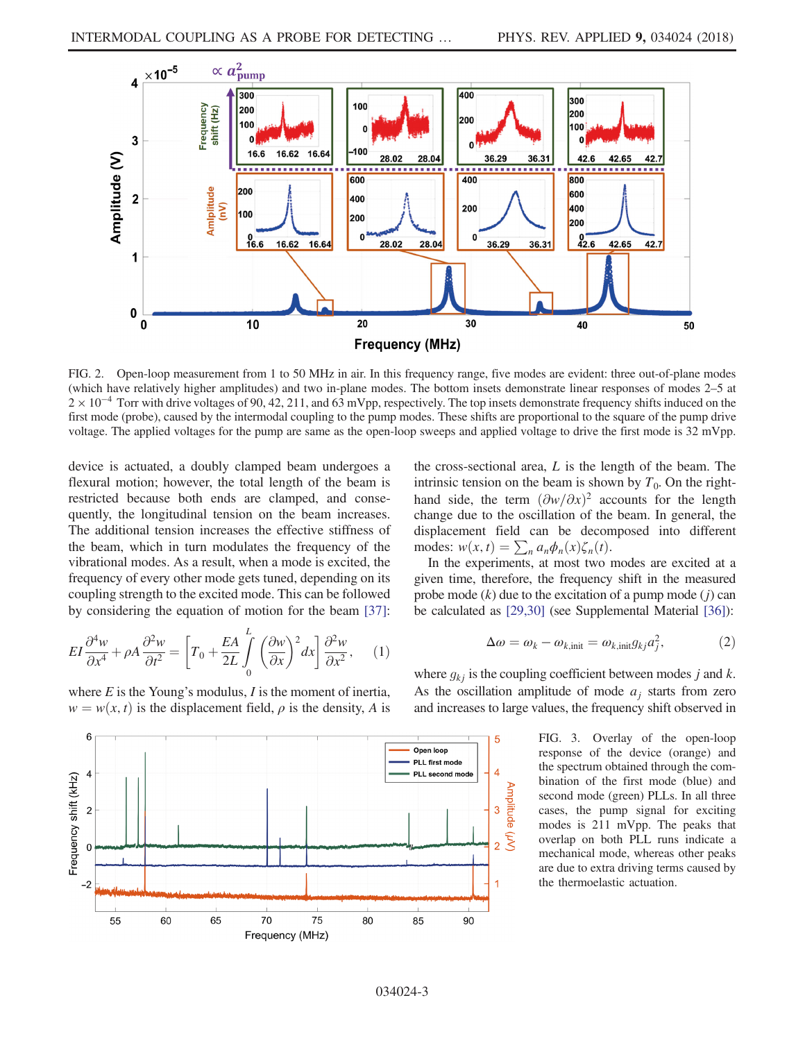FIG. 2. Open-loop measurement from 1 to 50 MHz in air. In this frequency range, five modes are evident: three out-of-plane modes (which have relatively higher amplitudes) and two in-plane modes. The bottom insets demonstrate linear responses of modes 2–5 at $2 \times 10^{-4}$ Torr with drive voltages of 90, 42, 211, and 63 mVpp, respectively. The top insets demonstrate frequency shifts induced on the first mode (probe), caused by the intermodal coupling to the pump modes. These shifts are proportional to the square of the pump drive voltage. The applied voltages for the pump are same as the open-loop sweeps and applied voltage to drive the first mode is 32 mVpp.

device is actuated, a doubly clamped beam undergoes a flexural motion; however, the total length of the beam is restricted because both ends are clamped, and consequently, the longitudinal tension on the beam increases. The additional tension increases the effective stiffness of the beam, which in turn modulates the frequency of the vibrational modes. As a result, when a mode is excited, the frequency of every other mode gets tuned, depending on its coupling strength to the excited mode. This can be followed by considering the equation of motion for the beam [37]:

$$EI\frac{\partial^4 w}{\partial x^4} + \rho A\frac{\partial^2 w}{\partial t^2} = \left[T_0 + \frac{EA}{2L}\int_0^L \left(\frac{\partial w}{\partial x}\right)^2 dx\right]\frac{\partial^2 w}{\partial x^2}, \quad (1)$$

where $E$ is the Young's modulus, $I$ is the moment of inertia, $w = w(x,t)$ is the displacement field, $\rho$ is the density, $A$ is the cross-sectional area, $L$ is the length of the beam. The intrinsic tension on the beam is shown by $T_0$. On the right-hand side, the term $(\partial w/\partial x)^2$ accounts for the length change due to the oscillation of the beam. In general, the displacement field can be decomposed into different modes: $w(x,t) = \sum_n a_n \phi_n(x)\zeta_n(t)$.

In the experiments, at most two modes are excited at a given time, therefore, the frequency shift in the measured probe mode ($k$) due to the excitation of a pump mode ($j$) can be calculated as [29,30] (see Supplemental Material [36]):

$$\Delta\omega = \omega_k - \omega_{k,\text{init}} = \omega_{k,\text{init}} g_{kj} a_j^2, \quad (2)$$

where $g_{kj}$ is the coupling coefficient between modes $j$ and $k$. As the oscillation amplitude of mode $a_j$ starts from zero and increases to large values, the frequency shift observed in

FIG. 3. Overlay of the open-loop response of the device (orange) and the spectrum obtained through the combination of the first mode (blue) and second mode (green) PLLs. In all three cases, the pump signal for exciting modes is 211 mVpp. The peaks that overlap on both PLL runs indicate a mechanical mode, whereas other peaks are due to extra driving terms caused by the thermoelastic actuation.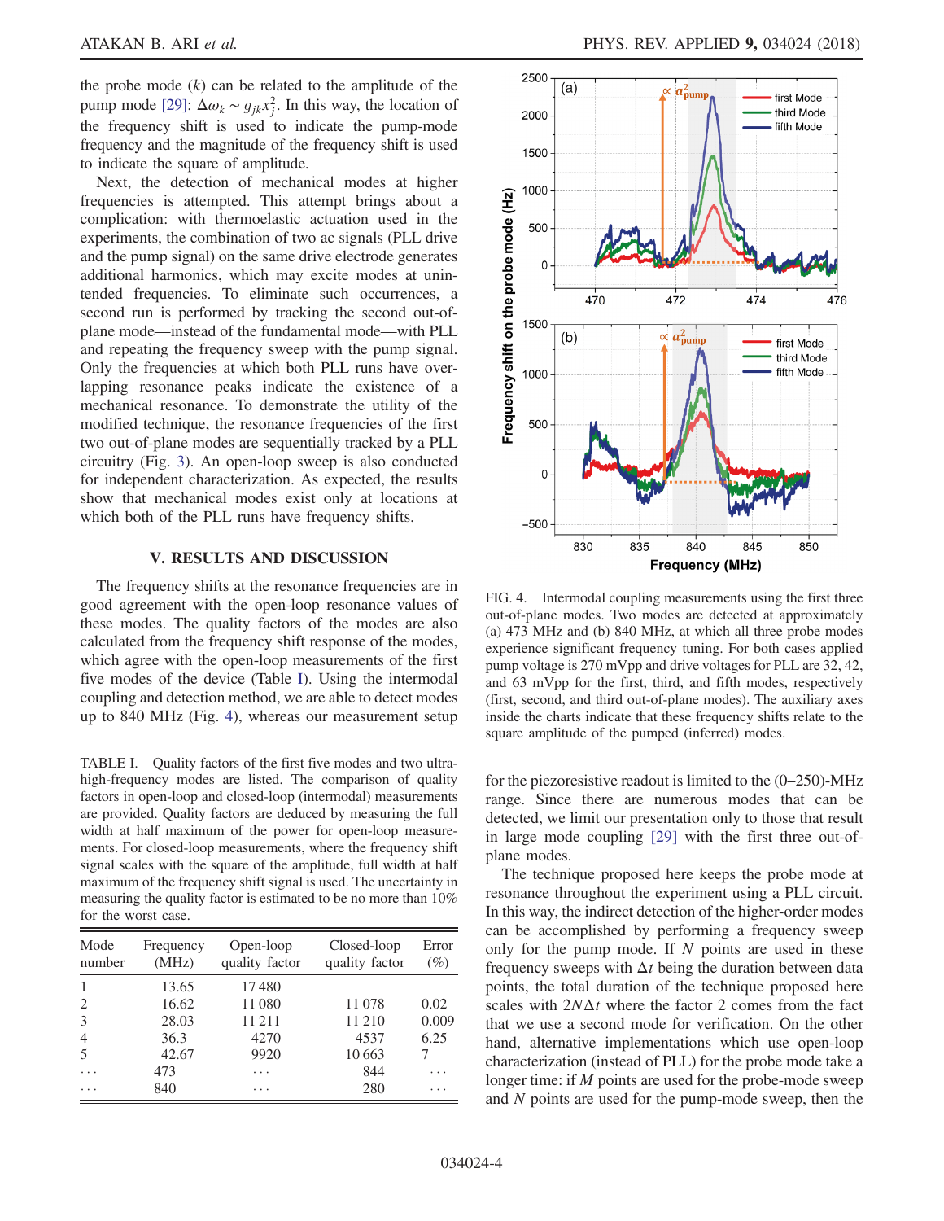the probe mode ($k$) can be related to the amplitude of the pump mode [29]: $\Delta\omega_k \sim g_{jk}x_j^2$. In this way, the location of the frequency shift is used to indicate the pump-mode frequency and the magnitude of the frequency shift is used to indicate the square of amplitude.

Next, the detection of mechanical modes at higher frequencies is attempted. This attempt brings about a complication: with thermoelastic actuation used in the experiments, the combination of two ac signals (PLL drive and the pump signal) on the same drive electrode generates additional harmonics, which may excite modes at unintended frequencies. To eliminate such occurrences, a second run is performed by tracking the second out-of-plane mode—instead of the fundamental mode—with PLL and repeating the frequency sweep with the pump signal. Only the frequencies at which both PLL runs have overlapping resonance peaks indicate the existence of a mechanical resonance. To demonstrate the utility of the modified technique, the resonance frequencies of the first two out-of-plane modes are sequentially tracked by a PLL circuitry (Fig. 3). An open-loop sweep is also conducted for independent characterization. As expected, the results show that mechanical modes exist only at locations at which both of the PLL runs have frequency shifts.

## V. RESULTS AND DISCUSSION

The frequency shifts at the resonance frequencies are in good agreement with the open-loop resonance values of these modes. The quality factors of the modes are also calculated from the frequency shift response of the modes, which agree with the open-loop measurements of the first five modes of the device (Table I). Using the intermodal coupling and detection method, we are able to detect modes up to 840 MHz (Fig. 4), whereas our measurement setup for the piezoresistive readout is limited to the (0–250)-MHz range. Since there are numerous modes that can be detected, we limit our presentation only to those that result in large mode coupling [29] with the first three out-of-plane modes.

TABLE I. Quality factors of the first five modes and two ultra-high-frequency modes are listed. The comparison of quality factors in open-loop and closed-loop (intermodal) measurements are provided. Quality factors are deduced by measuring the full width at half maximum of the power for open-loop measurements. For closed-loop measurements, where the frequency shift signal scales with the square of the amplitude, full width at half maximum of the frequency shift signal is used. The uncertainty in measuring the quality factor is estimated to be no more than 10% for the worst case.

| Mode number | Frequency (MHz) | Open-loop quality factor | Closed-loop quality factor | Error (%) |
|---|---|---|---|---|
| 1 | 13.65 | 17 480 | | |
| 2 | 16.62 | 11 080 | 11 078 | 0.02 |
| 3 | 28.03 | 11 211 | 11 210 | 0.009 |
| 4 | 36.3 | 4270 | 4537 | 6.25 |
| 5 | 42.67 | 9920 | 10 663 | 7 |
| ... | 473 | ... | 844 | ... |
| ... | 840 | ... | 280 | ... |

FIG. 4. Intermodal coupling measurements using the first three out-of-plane modes. Two modes are detected at approximately (a) 473 MHz and (b) 840 MHz, at which all three probe modes experience significant frequency tuning. For both cases applied pump voltage is 270 mVpp and drive voltages for PLL are 32, 42, and 63 mVpp for the first, third, and fifth modes, respectively (first, second, and third out-of-plane modes). The auxiliary axes inside the charts indicate that these frequency shifts relate to the square amplitude of the pumped (inferred) modes.

The technique proposed here keeps the probe mode at resonance throughout the experiment using a PLL circuit. In this way, the indirect detection of the higher-order modes can be accomplished by performing a frequency sweep only for the pump mode. If $N$ points are used in these frequency sweeps with $\Delta t$ being the duration between data points, the total duration of the technique proposed here scales with $2N\Delta t$ where the factor 2 comes from the fact that we use a second mode for verification. On the other hand, alternative implementations which use open-loop characterization (instead of PLL) for the probe mode take a longer time: if $M$ points are used for the probe-mode sweep and $N$ points are used for the pump-mode sweep, then the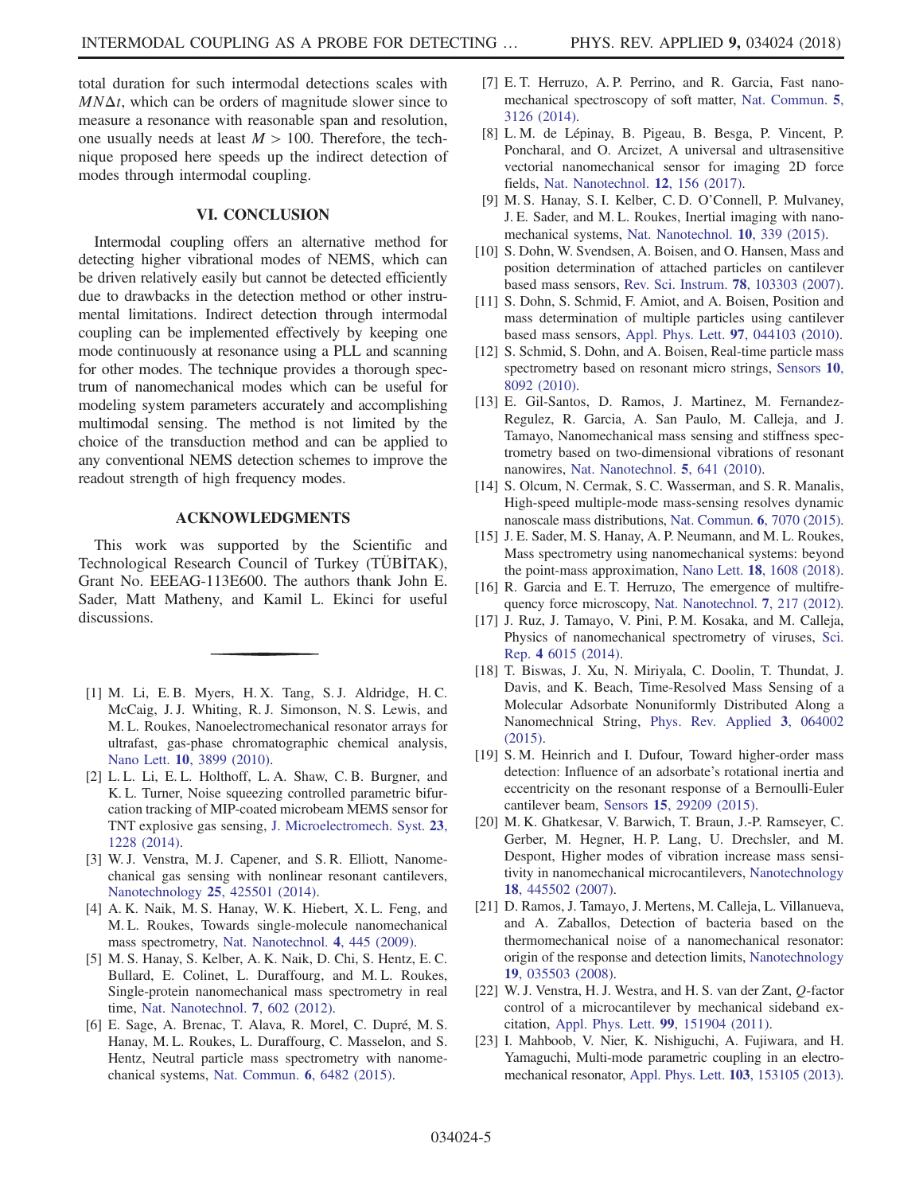total duration for such intermodal detections scales with $MN\Delta t$, which can be orders of magnitude slower since to measure a resonance with reasonable span and resolution, one usually needs at least $M > 100$. Therefore, the technique proposed here speeds up the indirect detection of modes through intermodal coupling.

## VI. CONCLUSION

Intermodal coupling offers an alternative method for detecting higher vibrational modes of NEMS, which can be driven relatively easily but cannot be detected efficiently due to drawbacks in the detection method or other instrumental limitations. Indirect detection through intermodal coupling can be implemented effectively by keeping one mode continuously at resonance using a PLL and scanning for other modes. The technique provides a thorough spectrum of nanomechanical modes which can be useful for modeling system parameters accurately and accomplishing multimodal sensing. The method is not limited by the choice of the transduction method and can be applied to any conventional NEMS detection schemes to improve the readout strength of high frequency modes.

## ACKNOWLEDGMENTS

This work was supported by the Scientific and Technological Research Council of Turkey (TÜBİTAK), Grant No. EEEAG-113E600. The authors thank John E. Sader, Matt Matheny, and Kamil L. Ekinci for useful discussions.

---

[1] M. Li, E. B. Myers, H. X. Tang, S. J. Aldridge, H. C. McCaig, J. J. Whiting, R. J. Simonson, N. S. Lewis, and M. L. Roukes, Nanoelectromechanical resonator arrays for ultrafast, gas-phase chromatographic chemical analysis, Nano Lett. **10**, 3899 (2010).

[2] L. L. Li, E. L. Holthoff, L. A. Shaw, C. B. Burgner, and K. L. Turner, Noise squeezing controlled parametric bifurcation tracking of MIP-coated microbeam MEMS sensor for TNT explosive gas sensing, J. Microelectromech. Syst. **23**, 1228 (2014).

[3] W. J. Venstra, M. J. Capener, and S. R. Elliott, Nanomechanical gas sensing with nonlinear resonant cantilevers, Nanotechnology **25**, 425501 (2014).

[4] A. K. Naik, M. S. Hanay, W. K. Hiebert, X. L. Feng, and M. L. Roukes, Towards single-molecule nanomechanical mass spectrometry, Nat. Nanotechnol. **4**, 445 (2009).

[5] M. S. Hanay, S. Kelber, A. K. Naik, D. Chi, S. Hentz, E. C. Bullard, E. Colinet, L. Duraffourg, and M. L. Roukes, Single-protein nanomechanical mass spectrometry in real time, Nat. Nanotechnol. **7**, 602 (2012).

[6] E. Sage, A. Brenac, T. Alava, R. Morel, C. Dupré, M. S. Hanay, M. L. Roukes, L. Duraffourg, C. Masselon, and S. Hentz, Neutral particle mass spectrometry with nanomechanical systems, Nat. Commun. **6**, 6482 (2015).

[7] E. T. Herruzo, A. P. Perrino, and R. Garcia, Fast nanomechanical spectroscopy of soft matter, Nat. Commun. **5**, 3126 (2014).

[8] L. M. de Lépinay, B. Pigeau, B. Besga, P. Vincent, P. Poncharal, and O. Arcizet, A universal and ultrasensitive vectorial nanomechanical sensor for imaging 2D force fields, Nat. Nanotechnol. **12**, 156 (2017).

[9] M. S. Hanay, S. I. Kelber, C. D. O'Connell, P. Mulvaney, J. E. Sader, and M. L. Roukes, Inertial imaging with nanomechanical systems, Nat. Nanotechnol. **10**, 339 (2015).

[10] S. Dohn, W. Svendsen, A. Boisen, and O. Hansen, Mass and position determination of attached particles on cantilever based mass sensors, Rev. Sci. Instrum. **78**, 103303 (2007).

[11] S. Dohn, S. Schmid, F. Amiot, and A. Boisen, Position and mass determination of multiple particles using cantilever based mass sensors, Appl. Phys. Lett. **97**, 044103 (2010).

[12] S. Schmid, S. Dohn, and A. Boisen, Real-time particle mass spectrometry based on resonant micro strings, Sensors **10**, 8092 (2010).

[13] E. Gil-Santos, D. Ramos, J. Martinez, M. Fernandez-Regulez, R. Garcia, A. San Paulo, M. Calleja, and J. Tamayo, Nanomechanical mass sensing and stiffness spectrometry based on two-dimensional vibrations of resonant nanowires, Nat. Nanotechnol. **5**, 641 (2010).

[14] S. Olcum, N. Cermak, S. C. Wasserman, and S. R. Manalis, High-speed multiple-mode mass-sensing resolves dynamic nanoscale mass distributions, Nat. Commun. **6**, 7070 (2015).

[15] J. E. Sader, M. S. Hanay, A. P. Neumann, and M. L. Roukes, Mass spectrometry using nanomechanical systems: beyond the point-mass approximation, Nano Lett. **18**, 1608 (2018).

[16] R. Garcia and E. T. Herruzo, The emergence of multifrequency force microscopy, Nat. Nanotechnol. **7**, 217 (2012).

[17] J. Ruz, J. Tamayo, V. Pini, P. M. Kosaka, and M. Calleja, Physics of nanomechanical spectrometry of viruses, Sci. Rep. **4** 6015 (2014).

[18] T. Biswas, J. Xu, N. Miriyala, C. Doolin, T. Thundat, J. Davis, and K. Beach, Time-Resolved Mass Sensing of a Molecular Adsorbate Nonuniformly Distributed Along a Nanomechnical String, Phys. Rev. Applied **3**, 064002 (2015).

[19] S. M. Heinrich and I. Dufour, Toward higher-order mass detection: Influence of an adsorbate's rotational inertia and eccentricity on the resonant response of a Bernoulli-Euler cantilever beam, Sensors **15**, 29209 (2015).

[20] M. K. Ghatkesar, V. Barwich, T. Braun, J.-P. Ramseyer, C. Gerber, M. Hegner, H. P. Lang, U. Drechsler, and M. Despont, Higher modes of vibration increase mass sensitivity in nanomechanical microcantilevers, Nanotechnology **18**, 445502 (2007).

[21] D. Ramos, J. Tamayo, J. Mertens, M. Calleja, L. Villanueva, and A. Zaballos, Detection of bacteria based on the thermomechanical noise of a nanomechanical resonator: origin of the response and detection limits, Nanotechnology **19**, 035503 (2008).

[22] W. J. Venstra, H. J. Westra, and H. S. van der Zant, $Q$-factor control of a microcantilever by mechanical sideband excitation, Appl. Phys. Lett. **99**, 151904 (2011).

[23] I. Mahboob, V. Nier, K. Nishiguchi, A. Fujiwara, and H. Yamaguchi, Multi-mode parametric coupling in an electromechanical resonator, Appl. Phys. Lett. **103**, 153105 (2013).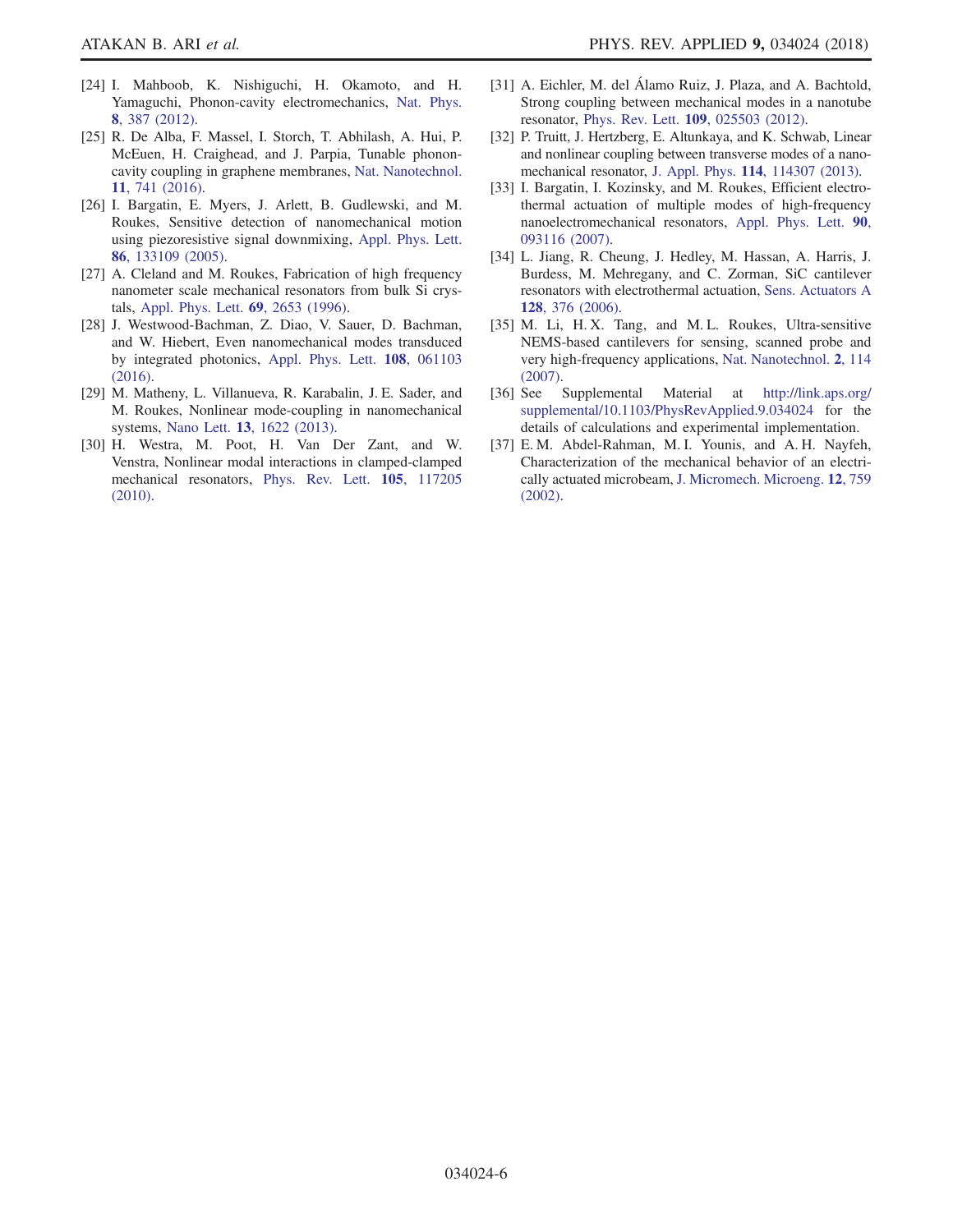[24] I. Mahboob, K. Nishiguchi, H. Okamoto, and H. Yamaguchi, Phonon-cavity electromechanics, Nat. Phys. **8**, 387 (2012).

[25] R. De Alba, F. Massel, I. Storch, T. Abhilash, A. Hui, P. McEuen, H. Craighead, and J. Parpia, Tunable phonon-cavity coupling in graphene membranes, Nat. Nanotechnol. **11**, 741 (2016).

[26] I. Bargatin, E. Myers, J. Arlett, B. Gudlewski, and M. Roukes, Sensitive detection of nanomechanical motion using piezoresistive signal downmixing, Appl. Phys. Lett. **86**, 133109 (2005).

[27] A. Cleland and M. Roukes, Fabrication of high frequency nanometer scale mechanical resonators from bulk Si crystals, Appl. Phys. Lett. **69**, 2653 (1996).

[28] J. Westwood-Bachman, Z. Diao, V. Sauer, D. Bachman, and W. Hiebert, Even nanomechanical modes transduced by integrated photonics, Appl. Phys. Lett. **108**, 061103 (2016).

[29] M. Matheny, L. Villanueva, R. Karabalin, J. E. Sader, and M. Roukes, Nonlinear mode-coupling in nanomechanical systems, Nano Lett. **13**, 1622 (2013).

[30] H. Westra, M. Poot, H. Van Der Zant, and W. Venstra, Nonlinear modal interactions in clamped-clamped mechanical resonators, Phys. Rev. Lett. **105**, 117205 (2010).

[31] A. Eichler, M. del Álamo Ruiz, J. Plaza, and A. Bachtold, Strong coupling between mechanical modes in a nanotube resonator, Phys. Rev. Lett. **109**, 025503 (2012).

[32] P. Truitt, J. Hertzberg, E. Altunkaya, and K. Schwab, Linear and nonlinear coupling between transverse modes of a nanomechanical resonator, J. Appl. Phys. **114**, 114307 (2013).

[33] I. Bargatin, I. Kozinsky, and M. Roukes, Efficient electrothermal actuation of multiple modes of high-frequency nanoelectromechanical resonators, Appl. Phys. Lett. **90**, 093116 (2007).

[34] L. Jiang, R. Cheung, J. Hedley, M. Hassan, A. Harris, J. Burdess, M. Mehregany, and C. Zorman, SiC cantilever resonators with electrothermal actuation, Sens. Actuators A **128**, 376 (2006).

[35] M. Li, H. X. Tang, and M. L. Roukes, Ultra-sensitive NEMS-based cantilevers for sensing, scanned probe and very high-frequency applications, Nat. Nanotechnol. **2**, 114 (2007).

[36] See Supplemental Material at http://link.aps.org/supplemental/10.1103/PhysRevApplied.9.034024 for the details of calculations and experimental implementation.

[37] E. M. Abdel-Rahman, M. I. Younis, and A. H. Nayfeh, Characterization of the mechanical behavior of an electrically actuated microbeam, J. Micromech. Microeng. **12**, 759 (2002).